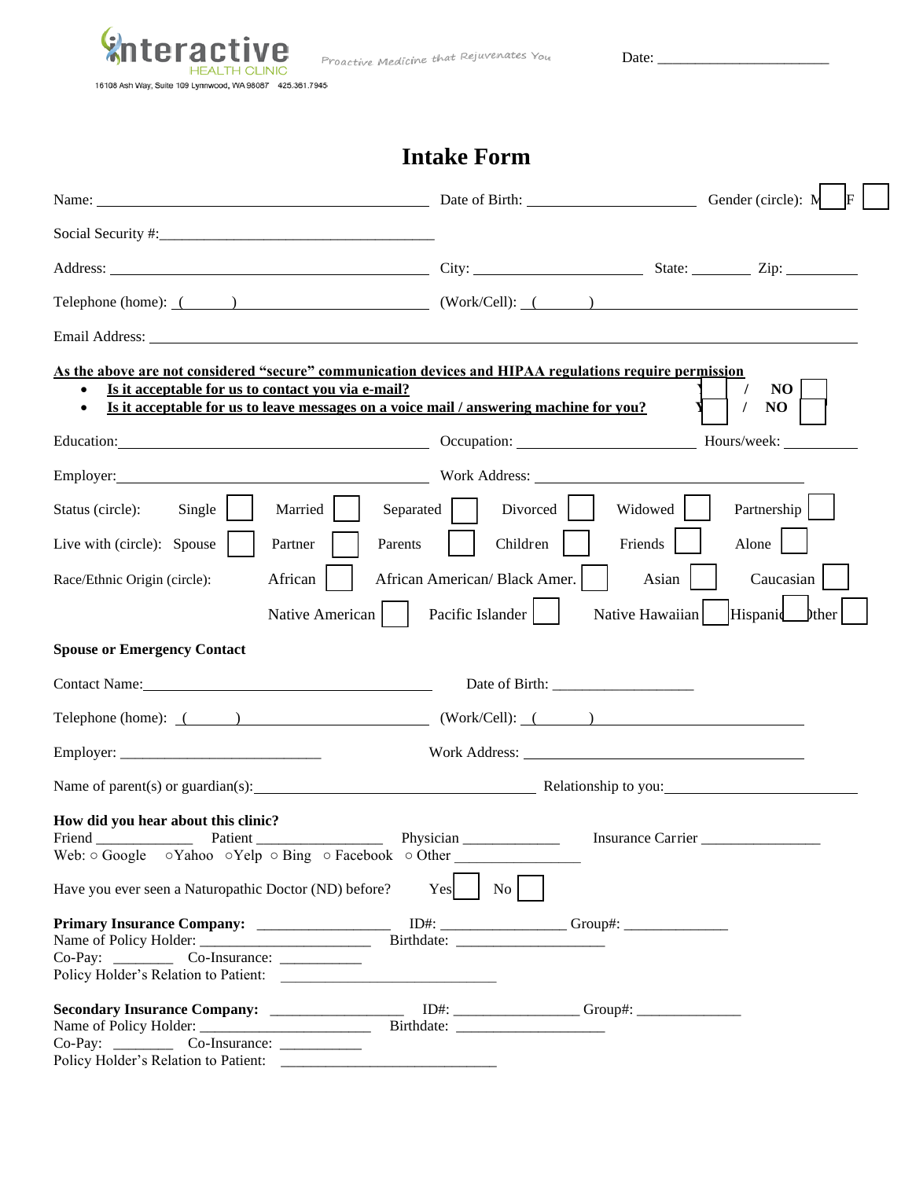Interactive HEALTH CLINIC
16108 Ash Way, Suite 109 Lynnwood, WA 98087 425.361.7945

Proactive Medicine that Rejuvenates You

Date: ______________________

# Intake Form

Name: ________________________________________ Date of Birth: ____________________ Gender (circle): M ☐ F ☐

Social Security #: ____________________________________

Address: ________________________________________ City: ____________________ State: ________ Zip: __________

Telephone (home): (______) ________________________ (Work/Cell): (______) ________________________________

Email Address: ______________________________________________________________________________

**As the above are not considered "secure" communication devices and HIPAA regulations require permission**

- **Is it acceptable for us to contact you via e-mail?** Y ☐ / NO ☐
- **Is it acceptable for us to leave messages on a voice mail / answering machine for you?** Y ☐ / NO ☐

Education: ________________________________________ Occupation: ____________________ Hours/week: __________

Employer: ________________________________________ Work Address: ________________________________

Status (circle): Single ☐ Married ☐ Separated ☐ Divorced ☐ Widowed ☐ Partnership ☐

Live with (circle): Spouse ☐ Partner ☐ Parents ☐ Children ☐ Friends ☐ Alone ☐

Race/Ethnic Origin (circle): African ☐ African American/ Black Amer. ☐ Asian ☐ Caucasian ☐ Native American ☐ Pacific Islander ☐ Native Hawaiian ☐ Hispanic ☐ Other ☐

**Spouse or Emergency Contact**

Contact Name: ________________________________________ Date of Birth: __________________

Telephone (home): (______) ________________________ (Work/Cell): (______) ________________________

Employer: ___________________________ Work Address: ________________________________

Name of parent(s) or guardian(s): ____________________________________ Relationship to you: ____________________

**How did you hear about this clinic?**
Friend ____________ Patient ________________ Physician ____________ Insurance Carrier ________________
Web: ○ Google ○ Yahoo ○ Yelp ○ Bing ○ Facebook ○ Other ________________

Have you ever seen a Naturopathic Doctor (ND) before? Yes ☐ No ☐

**Primary Insurance Company:** _________________ ID#: ________________ Group#: ______________
Name of Policy Holder: ______________________ Birthdate: ____________________
Co-Pay: ________ Co-Insurance: ___________
Policy Holder's Relation to Patient: ______________________________

**Secondary Insurance Company:** _________________ ID#: ________________ Group#: ______________
Name of Policy Holder: ______________________ Birthdate: ____________________
Co-Pay: ________ Co-Insurance: ___________
Policy Holder's Relation to Patient: ______________________________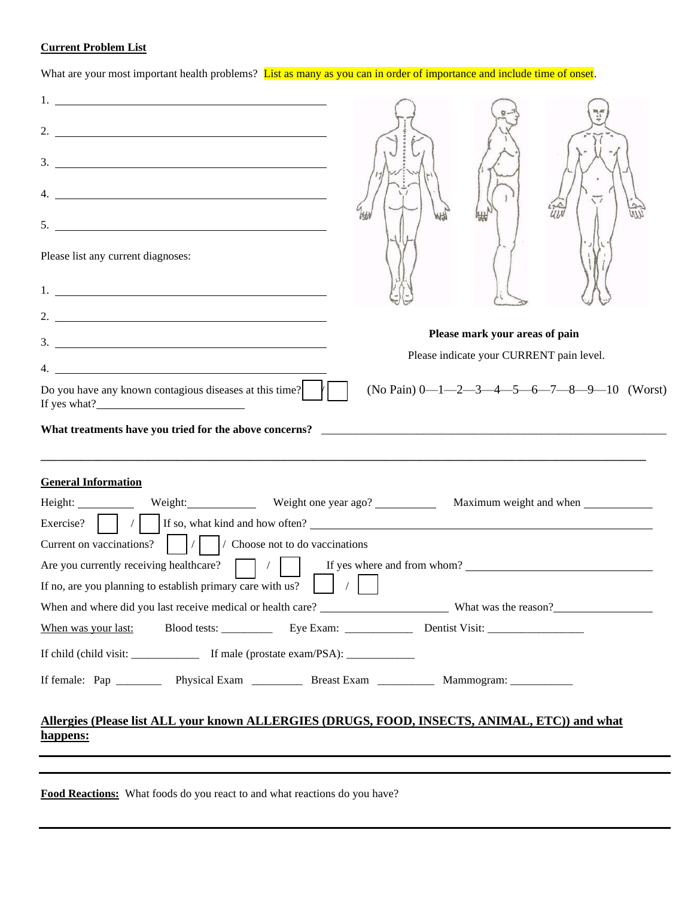**Current Problem List**

What are your most important health problems? List as many as you can in order of importance and include time of onset.

1. ______________________________
2. ______________________________
3. ______________________________
4. ______________________________
5. ______________________________

Please list any current diagnoses:

1. ______________________________
2. ______________________________
3. ______________________________
4. ______________________________

Do you have any known contagious diseases at this time? ☐ / ☐
If yes what?__________________________

**Please mark your areas of pain**

Please indicate your CURRENT pain level.

(No Pain) 0—1—2—3—4—5—6—7—8—9—10 (Worst)

**What treatments have you tried for the above concerns?** ______________________________________________________________

______________________________________________________________________________________________

**General Information**

Height: __________ Weight: ____________ Weight one year ago? __________ Maximum weight and when ____________

Exercise? ☐ / ☐ If so, what kind and how often? ______________________________________________

Current on vaccinations? ☐ / ☐ / Choose not to do vaccinations

Are you currently receiving healthcare? ☐ / ☐ If yes where and from whom? ______________________________

If no, are you planning to establish primary care with us? ☐ / ☐

When and where did you last receive medical or health care? ______________________ What was the reason?________________

When was your last: Blood tests: _________ Eye Exam: ____________ Dentist Visit: _________________

If child (child visit: ____________ If male (prostate exam/PSA): ____________

If female: Pap ________ Physical Exam _________ Breast Exam __________ Mammogram: ___________

**Allergies (Please list ALL your known ALLERGIES (DRUGS, FOOD, INSECTS, ANIMAL, ETC)) and what happens:**

______________________________________________________________________________________________

______________________________________________________________________________________________

**Food Reactions:** What foods do you react to and what reactions do you have?

______________________________________________________________________________________________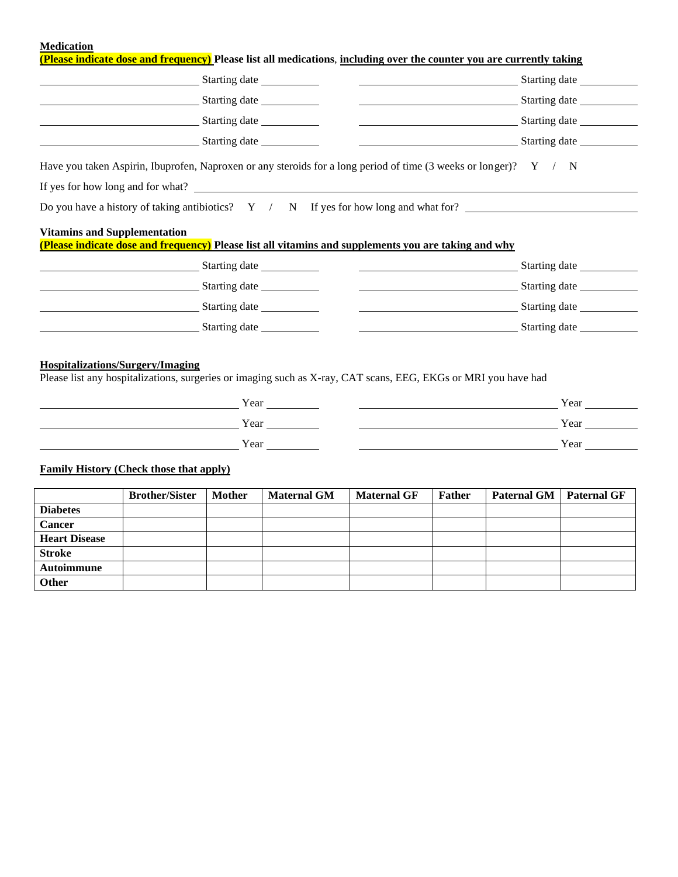**Medication**

**(Please indicate dose and frequency) Please list all medications, including over the counter you are currently taking**

______________________ Starting date ________ ______________________ Starting date ________

______________________ Starting date ________ ______________________ Starting date ________

______________________ Starting date ________ ______________________ Starting date ________

______________________ Starting date ________ ______________________ Starting date ________

Have you taken Aspirin, Ibuprofen, Naproxen or any steroids for a long period of time (3 weeks or longer)? Y / N

If yes for how long and for what? ______________________________________________

Do you have a history of taking antibiotics? Y / N If yes for how long and what for? ______________________

**Vitamins and Supplementation**

**(Please indicate dose and frequency) Please list all vitamins and supplements you are taking and why**

______________________ Starting date ________ ______________________ Starting date ________

______________________ Starting date ________ ______________________ Starting date ________

______________________ Starting date ________ ______________________ Starting date ________

______________________ Starting date ________ ______________________ Starting date ________

**Hospitalizations/Surgery/Imaging**

Please list any hospitalizations, surgeries or imaging such as X-ray, CAT scans, EEG, EKGs or MRI you have had

__________________________ Year ________ __________________________ Year ________

__________________________ Year ________ __________________________ Year ________

__________________________ Year ________ __________________________ Year ________

**Family History (Check those that apply)**

| | Brother/Sister | Mother | Maternal GM | Maternal GF | Father | Paternal GM | Paternal GF |
|---|---|---|---|---|---|---|---|
| **Diabetes** | | | | | | | |
| **Cancer** | | | | | | | |
| **Heart Disease** | | | | | | | |
| **Stroke** | | | | | | | |
| **Autoimmune** | | | | | | | |
| **Other** | | | | | | | |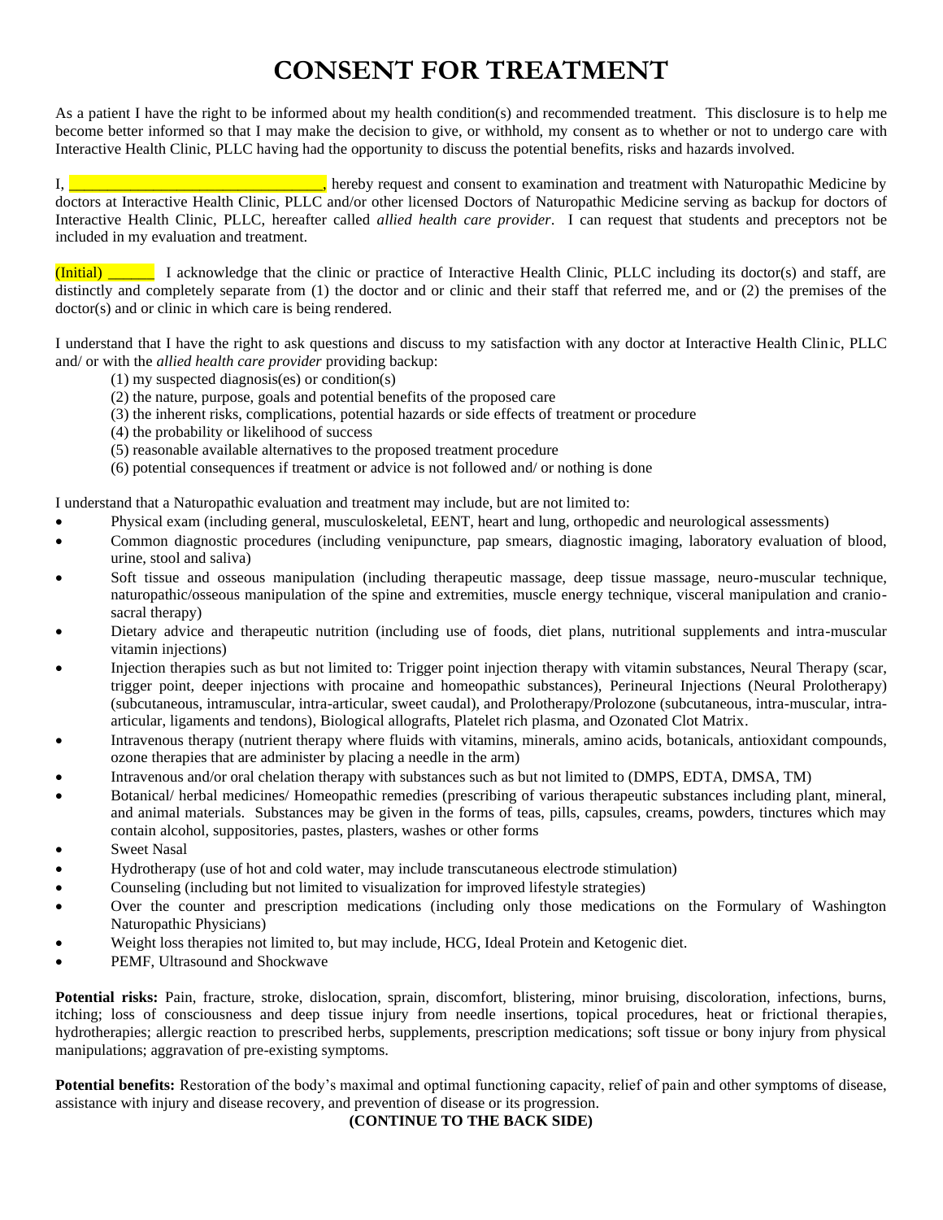# CONSENT FOR TREATMENT

As a patient I have the right to be informed about my health condition(s) and recommended treatment. This disclosure is to help me become better informed so that I may make the decision to give, or withhold, my consent as to whether or not to undergo care with Interactive Health Clinic, PLLC having had the opportunity to discuss the potential benefits, risks and hazards involved.

I, ________________________________, hereby request and consent to examination and treatment with Naturopathic Medicine by doctors at Interactive Health Clinic, PLLC and/or other licensed Doctors of Naturopathic Medicine serving as backup for doctors of Interactive Health Clinic, PLLC, hereafter called *allied health care provider*. I can request that students and preceptors not be included in my evaluation and treatment.

(Initial) ______ I acknowledge that the clinic or practice of Interactive Health Clinic, PLLC including its doctor(s) and staff, are distinctly and completely separate from (1) the doctor and or clinic and their staff that referred me, and or (2) the premises of the doctor(s) and or clinic in which care is being rendered.

I understand that I have the right to ask questions and discuss to my satisfaction with any doctor at Interactive Health Clinic, PLLC and/ or with the *allied health care provider* providing backup:

(1) my suspected diagnosis(es) or condition(s)
(2) the nature, purpose, goals and potential benefits of the proposed care
(3) the inherent risks, complications, potential hazards or side effects of treatment or procedure
(4) the probability or likelihood of success
(5) reasonable available alternatives to the proposed treatment procedure
(6) potential consequences if treatment or advice is not followed and/ or nothing is done

I understand that a Naturopathic evaluation and treatment may include, but are not limited to:

- Physical exam (including general, musculoskeletal, EENT, heart and lung, orthopedic and neurological assessments)
- Common diagnostic procedures (including venipuncture, pap smears, diagnostic imaging, laboratory evaluation of blood, urine, stool and saliva)
- Soft tissue and osseous manipulation (including therapeutic massage, deep tissue massage, neuro-muscular technique, naturopathic/osseous manipulation of the spine and extremities, muscle energy technique, visceral manipulation and cranio-sacral therapy)
- Dietary advice and therapeutic nutrition (including use of foods, diet plans, nutritional supplements and intra-muscular vitamin injections)
- Injection therapies such as but not limited to: Trigger point injection therapy with vitamin substances, Neural Therapy (scar, trigger point, deeper injections with procaine and homeopathic substances), Perineural Injections (Neural Prolotherapy) (subcutaneous, intramuscular, intra-articular, sweet caudal), and Prolotherapy/Prolozone (subcutaneous, intra-muscular, intra-articular, ligaments and tendons), Biological allografts, Platelet rich plasma, and Ozonated Clot Matrix.
- Intravenous therapy (nutrient therapy where fluids with vitamins, minerals, amino acids, botanicals, antioxidant compounds, ozone therapies that are administer by placing a needle in the arm)
- Intravenous and/or oral chelation therapy with substances such as but not limited to (DMPS, EDTA, DMSA, TM)
- Botanical/ herbal medicines/ Homeopathic remedies (prescribing of various therapeutic substances including plant, mineral, and animal materials. Substances may be given in the forms of teas, pills, capsules, creams, powders, tinctures which may contain alcohol, suppositories, pastes, plasters, washes or other forms
- Sweet Nasal
- Hydrotherapy (use of hot and cold water, may include transcutaneous electrode stimulation)
- Counseling (including but not limited to visualization for improved lifestyle strategies)
- Over the counter and prescription medications (including only those medications on the Formulary of Washington Naturopathic Physicians)
- Weight loss therapies not limited to, but may include, HCG, Ideal Protein and Ketogenic diet.
- PEMF, Ultrasound and Shockwave

**Potential risks:** Pain, fracture, stroke, dislocation, sprain, discomfort, blistering, minor bruising, discoloration, infections, burns, itching; loss of consciousness and deep tissue injury from needle insertions, topical procedures, heat or frictional therapies, hydrotherapies; allergic reaction to prescribed herbs, supplements, prescription medications; soft tissue or bony injury from physical manipulations; aggravation of pre-existing symptoms.

**Potential benefits:** Restoration of the body's maximal and optimal functioning capacity, relief of pain and other symptoms of disease, assistance with injury and disease recovery, and prevention of disease or its progression.

**(CONTINUE TO THE BACK SIDE)**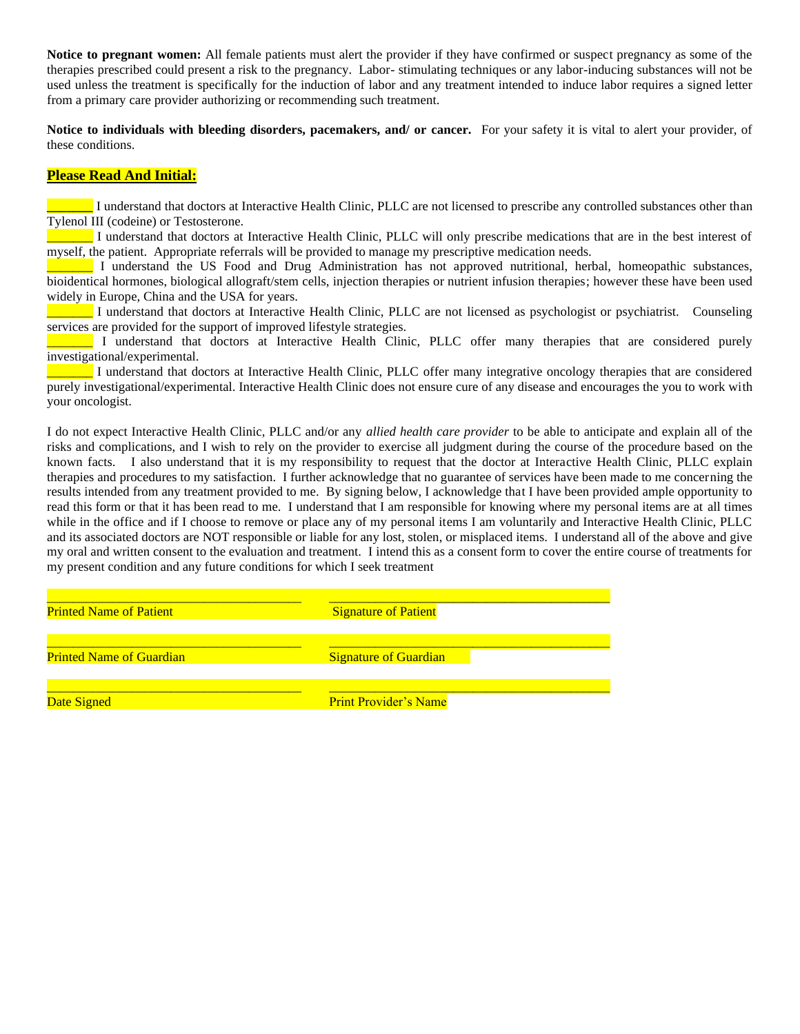**Notice to pregnant women:** All female patients must alert the provider if they have confirmed or suspect pregnancy as some of the therapies prescribed could present a risk to the pregnancy. Labor- stimulating techniques or any labor-inducing substances will not be used unless the treatment is specifically for the induction of labor and any treatment intended to induce labor requires a signed letter from a primary care provider authorizing or recommending such treatment.

**Notice to individuals with bleeding disorders, pacemakers, and/ or cancer.** For your safety it is vital to alert your provider, of these conditions.

**Please Read And Initial:**

_______ I understand that doctors at Interactive Health Clinic, PLLC are not licensed to prescribe any controlled substances other than Tylenol III (codeine) or Testosterone.

_______ I understand that doctors at Interactive Health Clinic, PLLC will only prescribe medications that are in the best interest of myself, the patient. Appropriate referrals will be provided to manage my prescriptive medication needs.

_______ I understand the US Food and Drug Administration has not approved nutritional, herbal, homeopathic substances, bioidentical hormones, biological allograft/stem cells, injection therapies or nutrient infusion therapies; however these have been used widely in Europe, China and the USA for years.

_______ I understand that doctors at Interactive Health Clinic, PLLC are not licensed as psychologist or psychiatrist. Counseling services are provided for the support of improved lifestyle strategies.

_______ I understand that doctors at Interactive Health Clinic, PLLC offer many therapies that are considered purely investigational/experimental.

_______ I understand that doctors at Interactive Health Clinic, PLLC offer many integrative oncology therapies that are considered purely investigational/experimental. Interactive Health Clinic does not ensure cure of any disease and encourages the you to work with your oncologist.

I do not expect Interactive Health Clinic, PLLC and/or any *allied health care provider* to be able to anticipate and explain all of the risks and complications, and I wish to rely on the provider to exercise all judgment during the course of the procedure based on the known facts. I also understand that it is my responsibility to request that the doctor at Interactive Health Clinic, PLLC explain therapies and procedures to my satisfaction. I further acknowledge that no guarantee of services have been made to me concerning the results intended from any treatment provided to me. By signing below, I acknowledge that I have been provided ample opportunity to read this form or that it has been read to me. I understand that I am responsible for knowing where my personal items are at all times while in the office and if I choose to remove or place any of my personal items I am voluntarily and Interactive Health Clinic, PLLC and its associated doctors are NOT responsible or liable for any lost, stolen, or misplaced items. I understand all of the above and give my oral and written consent to the evaluation and treatment. I intend this as a consent form to cover the entire course of treatments for my present condition and any future conditions for which I seek treatment

| | |
|---|---|
| ______________________________ | ______________________________ |
| Printed Name of Patient | Signature of Patient |
| ______________________________ | ______________________________ |
| Printed Name of Guardian | Signature of Guardian |
| ______________________________ | ______________________________ |
| Date Signed | Print Provider's Name |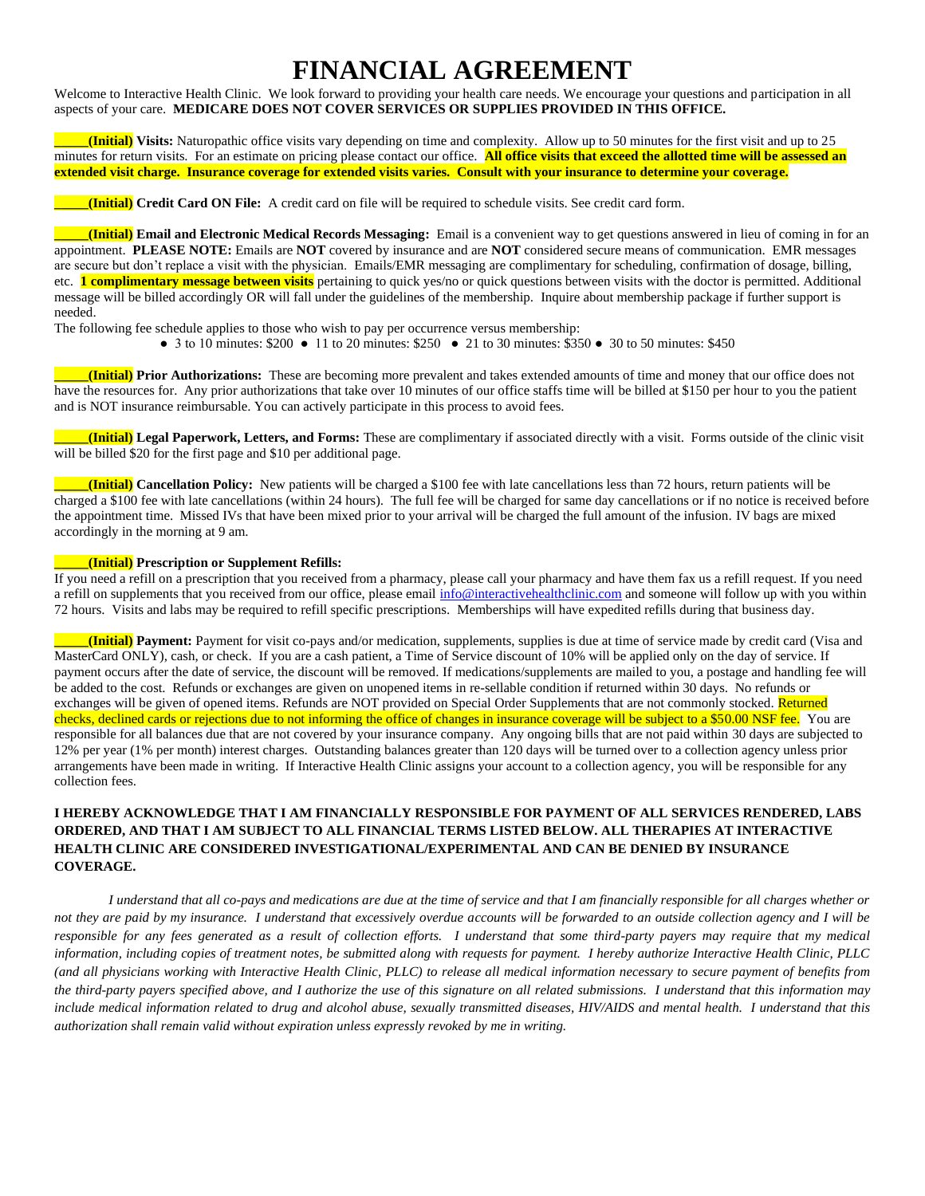# FINANCIAL AGREEMENT

Welcome to Interactive Health Clinic. We look forward to providing your health care needs. We encourage your questions and participation in all aspects of your care. **MEDICARE DOES NOT COVER SERVICES OR SUPPLIES PROVIDED IN THIS OFFICE.**

**_____(Initial) Visits:** Naturopathic office visits vary depending on time and complexity. Allow up to 50 minutes for the first visit and up to 25 minutes for return visits. For an estimate on pricing please contact our office. **All office visits that exceed the allotted time will be assessed an extended visit charge. Insurance coverage for extended visits varies. Consult with your insurance to determine your coverage.**

**_____(Initial) Credit Card ON File:** A credit card on file will be required to schedule visits. See credit card form.

**_____(Initial) Email and Electronic Medical Records Messaging:** Email is a convenient way to get questions answered in lieu of coming in for an appointment. **PLEASE NOTE:** Emails are **NOT** covered by insurance and are **NOT** considered secure means of communication. EMR messages are secure but don't replace a visit with the physician. Emails/EMR messaging are complimentary for scheduling, confirmation of dosage, billing, etc. **1 complimentary message between visits** pertaining to quick yes/no or quick questions between visits with the doctor is permitted. Additional message will be billed accordingly OR will fall under the guidelines of the membership. Inquire about membership package if further support is needed.

The following fee schedule applies to those who wish to pay per occurrence versus membership:

- 3 to 10 minutes: $200 ● 11 to 20 minutes: $250 ● 21 to 30 minutes: $350 ● 30 to 50 minutes: $450

**_____(Initial) Prior Authorizations:** These are becoming more prevalent and takes extended amounts of time and money that our office does not have the resources for. Any prior authorizations that take over 10 minutes of our office staffs time will be billed at $150 per hour to you the patient and is NOT insurance reimbursable. You can actively participate in this process to avoid fees.

**_____(Initial) Legal Paperwork, Letters, and Forms:** These are complimentary if associated directly with a visit. Forms outside of the clinic visit will be billed $20 for the first page and $10 per additional page.

**_____(Initial) Cancellation Policy:** New patients will be charged a $100 fee with late cancellations less than 72 hours, return patients will be charged a $100 fee with late cancellations (within 24 hours). The full fee will be charged for same day cancellations or if no notice is received before the appointment time. Missed IVs that have been mixed prior to your arrival will be charged the full amount of the infusion. IV bags are mixed accordingly in the morning at 9 am.

**_____(Initial) Prescription or Supplement Refills:**

If you need a refill on a prescription that you received from a pharmacy, please call your pharmacy and have them fax us a refill request. If you need a refill on supplements that you received from our office, please email info@interactivehealthclinic.com and someone will follow up with you within 72 hours. Visits and labs may be required to refill specific prescriptions. Memberships will have expedited refills during that business day.

**_____(Initial) Payment:** Payment for visit co-pays and/or medication, supplements, supplies is due at time of service made by credit card (Visa and MasterCard ONLY), cash, or check. If you are a cash patient, a Time of Service discount of 10% will be applied only on the day of service. If payment occurs after the date of service, the discount will be removed. If medications/supplements are mailed to you, a postage and handling fee will be added to the cost. Refunds or exchanges are given on unopened items in re-sellable condition if returned within 30 days. No refunds or exchanges will be given of opened items. Refunds are NOT provided on Special Order Supplements that are not commonly stocked. Returned checks, declined cards or rejections due to not informing the office of changes in insurance coverage will be subject to a $50.00 NSF fee. You are responsible for all balances due that are not covered by your insurance company. Any ongoing bills that are not paid within 30 days are subjected to 12% per year (1% per month) interest charges. Outstanding balances greater than 120 days will be turned over to a collection agency unless prior arrangements have been made in writing. If Interactive Health Clinic assigns your account to a collection agency, you will be responsible for any collection fees.

**I HEREBY ACKNOWLEDGE THAT I AM FINANCIALLY RESPONSIBLE FOR PAYMENT OF ALL SERVICES RENDERED, LABS ORDERED, AND THAT I AM SUBJECT TO ALL FINANCIAL TERMS LISTED BELOW. ALL THERAPIES AT INTERACTIVE HEALTH CLINIC ARE CONSIDERED INVESTIGATIONAL/EXPERIMENTAL AND CAN BE DENIED BY INSURANCE COVERAGE.**

*I understand that all co-pays and medications are due at the time of service and that I am financially responsible for all charges whether or not they are paid by my insurance. I understand that excessively overdue accounts will be forwarded to an outside collection agency and I will be responsible for any fees generated as a result of collection efforts. I understand that some third-party payers may require that my medical information, including copies of treatment notes, be submitted along with requests for payment. I hereby authorize Interactive Health Clinic, PLLC (and all physicians working with Interactive Health Clinic, PLLC) to release all medical information necessary to secure payment of benefits from the third-party payers specified above, and I authorize the use of this signature on all related submissions. I understand that this information may include medical information related to drug and alcohol abuse, sexually transmitted diseases, HIV/AIDS and mental health. I understand that this authorization shall remain valid without expiration unless expressly revoked by me in writing.*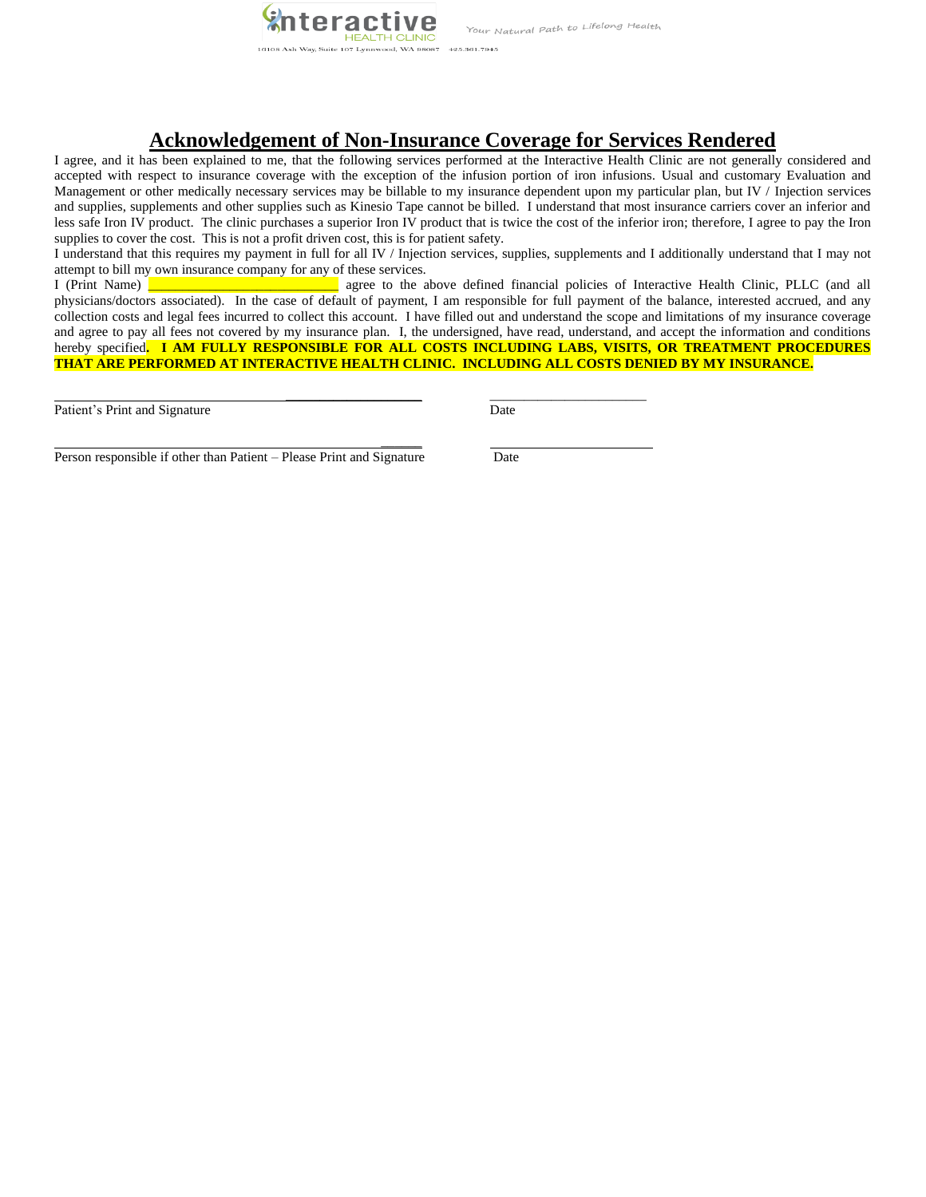Interactive HEALTH CLINIC  Your Natural Path to Lifelong Health

16108 Ash Way, Suite 107 Lynnwood, WA 98087  425.361.7945

# Acknowledgement of Non-Insurance Coverage for Services Rendered

I agree, and it has been explained to me, that the following services performed at the Interactive Health Clinic are not generally considered and accepted with respect to insurance coverage with the exception of the infusion portion of iron infusions. Usual and customary Evaluation and Management or other medically necessary services may be billable to my insurance dependent upon my particular plan, but IV / Injection services and supplies, supplements and other supplies such as Kinesio Tape cannot be billed. I understand that most insurance carriers cover an inferior and less safe Iron IV product. The clinic purchases a superior Iron IV product that is twice the cost of the inferior iron; therefore, I agree to pay the Iron supplies to cover the cost. This is not a profit driven cost, this is for patient safety.

I understand that this requires my payment in full for all IV / Injection services, supplies, supplements and I additionally understand that I may not attempt to bill my own insurance company for any of these services.

I (Print Name) ____________________________ agree to the above defined financial policies of Interactive Health Clinic, PLLC (and all physicians/doctors associated). In the case of default of payment, I am responsible for full payment of the balance, interested accrued, and any collection costs and legal fees incurred to collect this account. I have filled out and understand the scope and limitations of my insurance coverage and agree to pay all fees not covered by my insurance plan. I, the undersigned, have read, understand, and accept the information and conditions hereby specified**. I AM FULLY RESPONSIBLE FOR ALL COSTS INCLUDING LABS, VISITS, OR TREATMENT PROCEDURES THAT ARE PERFORMED AT INTERACTIVE HEALTH CLINIC. INCLUDING ALL COSTS DENIED BY MY INSURANCE.**

_______________________________________________  _______________________

Patient's Print and Signature  Date

_______________________________________________  _______________________

Person responsible if other than Patient – Please Print and Signature  Date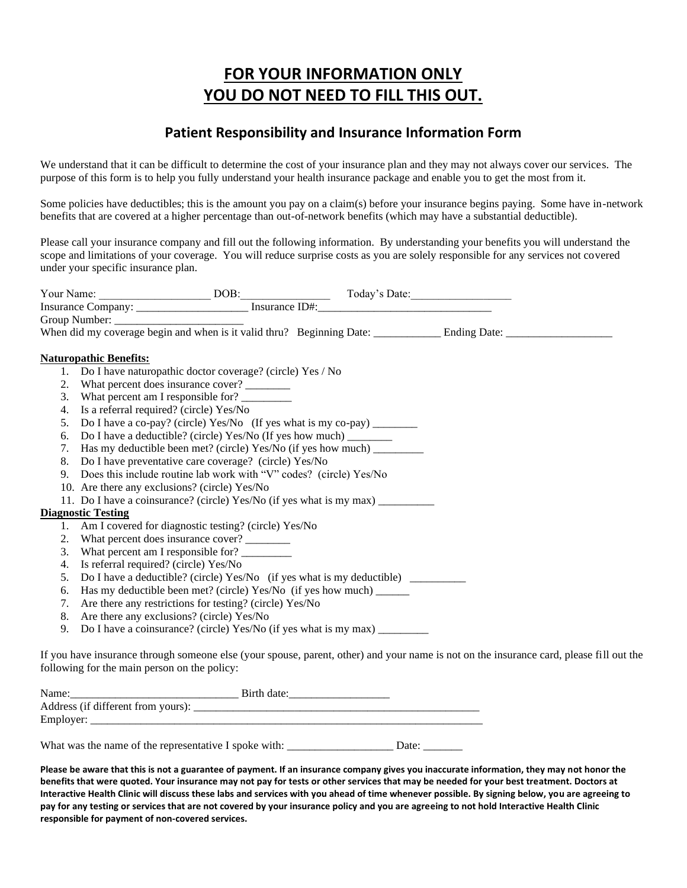# FOR YOUR INFORMATION ONLY
# YOU DO NOT NEED TO FILL THIS OUT.

## Patient Responsibility and Insurance Information Form

We understand that it can be difficult to determine the cost of your insurance plan and they may not always cover our services. The purpose of this form is to help you fully understand your health insurance package and enable you to get the most from it.

Some policies have deductibles; this is the amount you pay on a claim(s) before your insurance begins paying. Some have in-network benefits that are covered at a higher percentage than out-of-network benefits (which may have a substantial deductible).

Please call your insurance company and fill out the following information. By understanding your benefits you will understand the scope and limitations of your coverage. You will reduce surprise costs as you are solely responsible for any services not covered under your specific insurance plan.

Your Name: ____________________ DOB:________________ Today's Date:__________________
Insurance Company: ____________________ Insurance ID#:_______________________________
Group Number: ________________________
When did my coverage begin and when is it valid thru? Beginning Date: ____________ Ending Date: ___________________

**Naturopathic Benefits:**

1. Do I have naturopathic doctor coverage? (circle) Yes / No
2. What percent does insurance cover? ________
3. What percent am I responsible for? _________
4. Is a referral required? (circle) Yes/No
5. Do I have a co-pay? (circle) Yes/No (If yes what is my co-pay) ________
6. Do I have a deductible? (circle) Yes/No (If yes how much) ________
7. Has my deductible been met? (circle) Yes/No (if yes how much) _________
8. Do I have preventative care coverage? (circle) Yes/No
9. Does this include routine lab work with "V" codes? (circle) Yes/No
10. Are there any exclusions? (circle) Yes/No
11. Do I have a coinsurance? (circle) Yes/No (if yes what is my max) __________

**Diagnostic Testing**

1. Am I covered for diagnostic testing? (circle) Yes/No
2. What percent does insurance cover? ________
3. What percent am I responsible for? _________
4. Is referral required? (circle) Yes/No
5. Do I have a deductible? (circle) Yes/No (if yes what is my deductible) __________
6. Has my deductible been met? (circle) Yes/No (if yes how much) ______
7. Are there any restrictions for testing? (circle) Yes/No
8. Are there any exclusions? (circle) Yes/No
9. Do I have a coinsurance? (circle) Yes/No (if yes what is my max) _________

If you have insurance through someone else (your spouse, parent, other) and your name is not on the insurance card, please fill out the following for the main person on the policy:

Name:______________________________ Birth date:__________________
Address (if different from yours): _____________________________________________________
Employer: ____________________________________________________________________________

What was the name of the representative I spoke with: ___________________ Date: _______

**Please be aware that this is not a guarantee of payment. If an insurance company gives you inaccurate information, they may not honor the benefits that were quoted. Your insurance may not pay for tests or other services that may be needed for your best treatment. Doctors at Interactive Health Clinic will discuss these labs and services with you ahead of time whenever possible. By signing below, you are agreeing to pay for any testing or services that are not covered by your insurance policy and you are agreeing to not hold Interactive Health Clinic responsible for payment of non-covered services.**